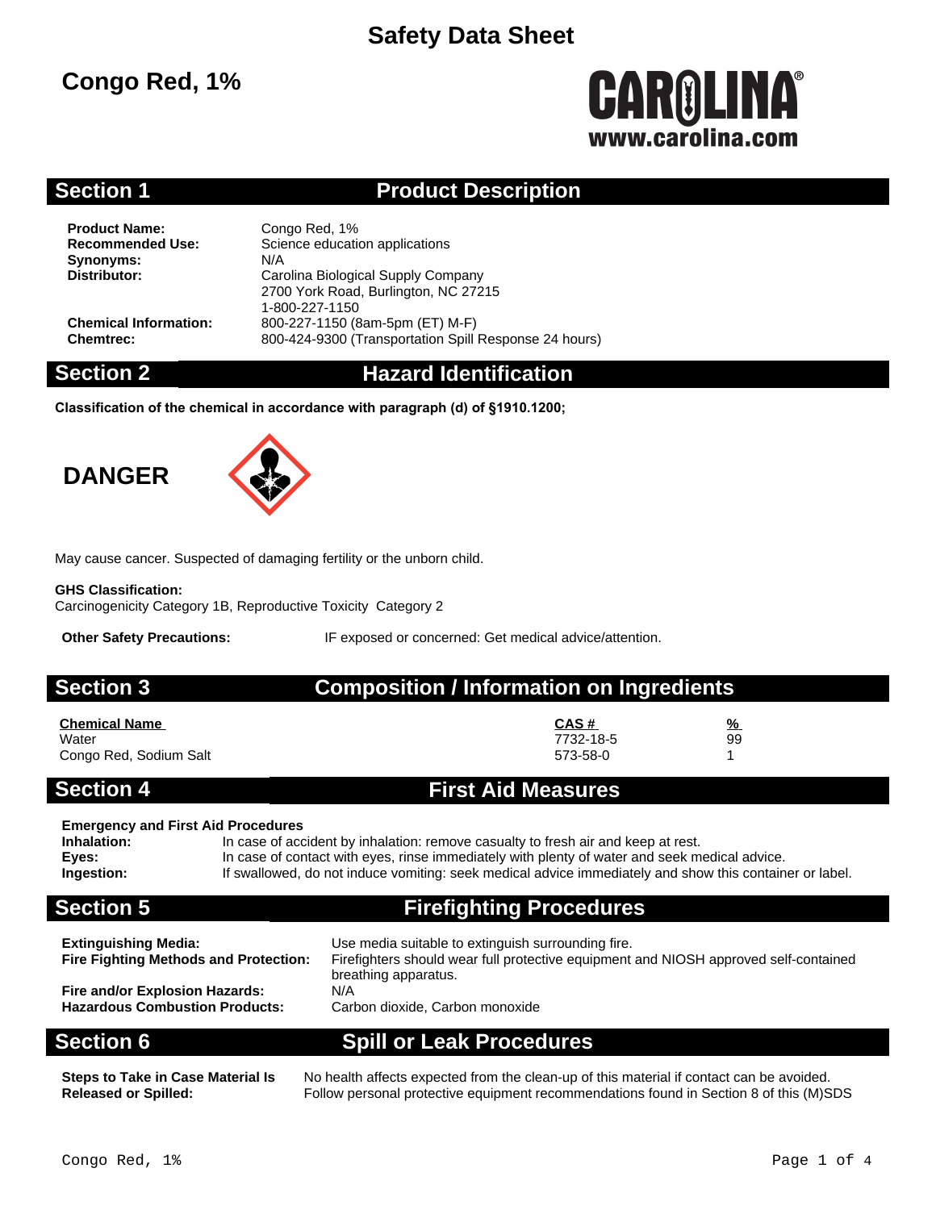# Safety Data Sheet

## Congo Red, 1%

CAROLINA®
www.carolina.com

## Section 1 Product Description

**Product Name:** Congo Red, 1%
**Recommended Use:** Science education applications
**Synonyms:** N/A
**Distributor:** Carolina Biological Supply Company
2700 York Road, Burlington, NC 27215
1-800-227-1150
**Chemical Information:** 800-227-1150 (8am-5pm (ET) M-F)
**Chemtrec:** 800-424-9300 (Transportation Spill Response 24 hours)

## Section 2 Hazard Identification

**Classification of the chemical in accordance with paragraph (d) of §1910.1200;**

**DANGER**

May cause cancer. Suspected of damaging fertility or the unborn child.

**GHS Classification:**
Carcinogenicity Category 1B, Reproductive Toxicity Category 2

**Other Safety Precautions:** IF exposed or concerned: Get medical advice/attention.

## Section 3 Composition / Information on Ingredients

| Chemical Name | CAS # | % |
|---|---|---|
| Water | 7732-18-5 | 99 |
| Congo Red, Sodium Salt | 573-58-0 | 1 |

## Section 4 First Aid Measures

**Emergency and First Aid Procedures**
**Inhalation:** In case of accident by inhalation: remove casualty to fresh air and keep at rest.
**Eyes:** In case of contact with eyes, rinse immediately with plenty of water and seek medical advice.
**Ingestion:** If swallowed, do not induce vomiting: seek medical advice immediately and show this container or label.

## Section 5 Firefighting Procedures

**Extinguishing Media:** Use media suitable to extinguish surrounding fire.
**Fire Fighting Methods and Protection:** Firefighters should wear full protective equipment and NIOSH approved self-contained breathing apparatus.
**Fire and/or Explosion Hazards:** N/A
**Hazardous Combustion Products:** Carbon dioxide, Carbon monoxide

## Section 6 Spill or Leak Procedures

**Steps to Take in Case Material Is Released or Spilled:** No health affects expected from the clean-up of this material if contact can be avoided. Follow personal protective equipment recommendations found in Section 8 of this (M)SDS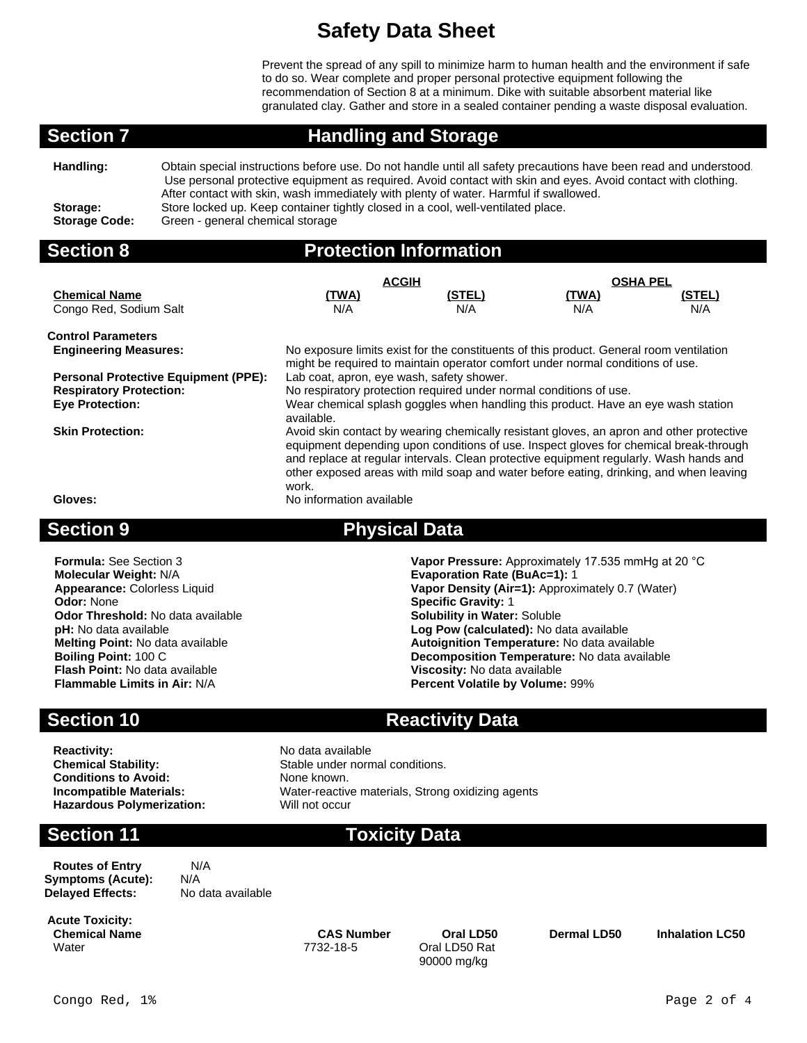# Safety Data Sheet

Prevent the spread of any spill to minimize harm to human health and the environment if safe to do so. Wear complete and proper personal protective equipment following the recommendation of Section 8 at a minimum. Dike with suitable absorbent material like granulated clay. Gather and store in a sealed container pending a waste disposal evaluation.

## Section 7 Handling and Storage

**Handling:** Obtain special instructions before use. Do not handle until all safety precautions have been read and understood. Use personal protective equipment as required. Avoid contact with skin and eyes. Avoid contact with clothing. After contact with skin, wash immediately with plenty of water. Harmful if swallowed.

**Storage:** Store locked up. Keep container tightly closed in a cool, well-ventilated place.

**Storage Code:** Green - general chemical storage

## Section 8 Protection Information

| Chemical Name | ACGIH (TWA) | ACGIH (STEL) | OSHA PEL (TWA) | OSHA PEL (STEL) |
|---|---|---|---|---|
| Congo Red, Sodium Salt | N/A | N/A | N/A | N/A |

**Control Parameters**

**Engineering Measures:** No exposure limits exist for the constituents of this product. General room ventilation might be required to maintain operator comfort under normal conditions of use.

**Personal Protective Equipment (PPE):** Lab coat, apron, eye wash, safety shower.

**Respiratory Protection:** No respiratory protection required under normal conditions of use.

**Eye Protection:** Wear chemical splash goggles when handling this product. Have an eye wash station available.

**Skin Protection:** Avoid skin contact by wearing chemically resistant gloves, an apron and other protective equipment depending upon conditions of use. Inspect gloves for chemical break-through and replace at regular intervals. Clean protective equipment regularly. Wash hands and other exposed areas with mild soap and water before eating, drinking, and when leaving work.

**Gloves:** No information available

## Section 9 Physical Data

**Formula:** See Section 3
**Molecular Weight:** N/A
**Appearance:** Colorless Liquid
**Odor:** None
**Odor Threshold:** No data available
**pH:** No data available
**Melting Point:** No data available
**Boiling Point:** 100 C
**Flash Point:** No data available
**Flammable Limits in Air:** N/A

**Vapor Pressure:** Approximately 17.535 mmHg at 20 °C
**Evaporation Rate (BuAc=1):** 1
**Vapor Density (Air=1):** Approximately 0.7 (Water)
**Specific Gravity:** 1
**Solubility in Water:** Soluble
**Log Pow (calculated):** No data available
**Autoignition Temperature:** No data available
**Decomposition Temperature:** No data available
**Viscosity:** No data available
**Percent Volatile by Volume:** 99%

## Section 10 Reactivity Data

**Reactivity:** No data available
**Chemical Stability:** Stable under normal conditions.
**Conditions to Avoid:** None known.
**Incompatible Materials:** Water-reactive materials, Strong oxidizing agents
**Hazardous Polymerization:** Will not occur

## Section 11 Toxicity Data

**Routes of Entry** N/A
**Symptoms (Acute):** N/A
**Delayed Effects:** No data available

**Acute Toxicity:**

| Chemical Name | CAS Number | Oral LD50 | Dermal LD50 | Inhalation LC50 |
|---|---|---|---|---|
| Water | 7732-18-5 | Oral LD50 Rat 90000 mg/kg | | |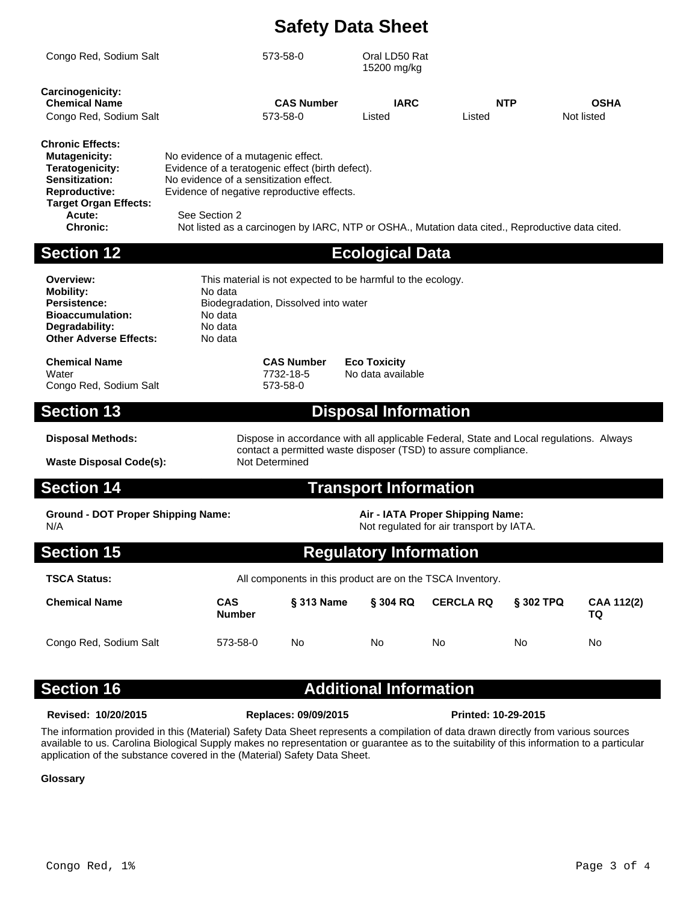| | | |
|---|---|---|
| Congo Red, Sodium Salt | 573-58-0 | Oral LD50 Rat 15200 mg/kg |

**Carcinogenicity:**

| Chemical Name | CAS Number | IARC | NTP | OSHA |
|---|---|---|---|---|
| Congo Red, Sodium Salt | 573-58-0 | Listed | Listed | Not listed |

**Chronic Effects:**

**Mutagenicity:** No evidence of a mutagenic effect.
**Teratogenicity:** Evidence of a teratogenic effect (birth defect).
**Sensitization:** No evidence of a sensitization effect.
**Reproductive:** Evidence of negative reproductive effects.
**Target Organ Effects:**
**Acute:** See Section 2
**Chronic:** Not listed as a carcinogen by IARC, NTP or OSHA., Mutation data cited., Reproductive data cited.

## Section 12 Ecological Data

**Overview:** This material is not expected to be harmful to the ecology.
**Mobility:** No data
**Persistence:** Biodegradation, Dissolved into water
**Bioaccumulation:** No data
**Degradability:** No data
**Other Adverse Effects:** No data

| Chemical Name | CAS Number | Eco Toxicity |
|---|---|---|
| Water | 7732-18-5 | No data available |
| Congo Red, Sodium Salt | 573-58-0 | |

## Section 13 Disposal Information

**Disposal Methods:** Dispose in accordance with all applicable Federal, State and Local regulations. Always contact a permitted waste disposer (TSD) to assure compliance.
**Waste Disposal Code(s):** Not Determined

## Section 14 Transport Information

**Ground - DOT Proper Shipping Name:**
N/A

**Air - IATA Proper Shipping Name:**
Not regulated for air transport by IATA.

## Section 15 Regulatory Information

**TSCA Status:** All components in this product are on the TSCA Inventory.

| Chemical Name | CAS Number | § 313 Name | § 304 RQ | CERCLA RQ | § 302 TPQ | CAA 112(2) TQ |
|---|---|---|---|---|---|---|
| Congo Red, Sodium Salt | 573-58-0 | No | No | No | No | No |

## Section 16 Additional Information

**Revised: 10/20/2015** **Replaces: 09/09/2015** **Printed: 10-29-2015**

The information provided in this (Material) Safety Data Sheet represents a compilation of data drawn directly from various sources available to us. Carolina Biological Supply makes no representation or guarantee as to the suitability of this information to a particular application of the substance covered in the (Material) Safety Data Sheet.

**Glossary**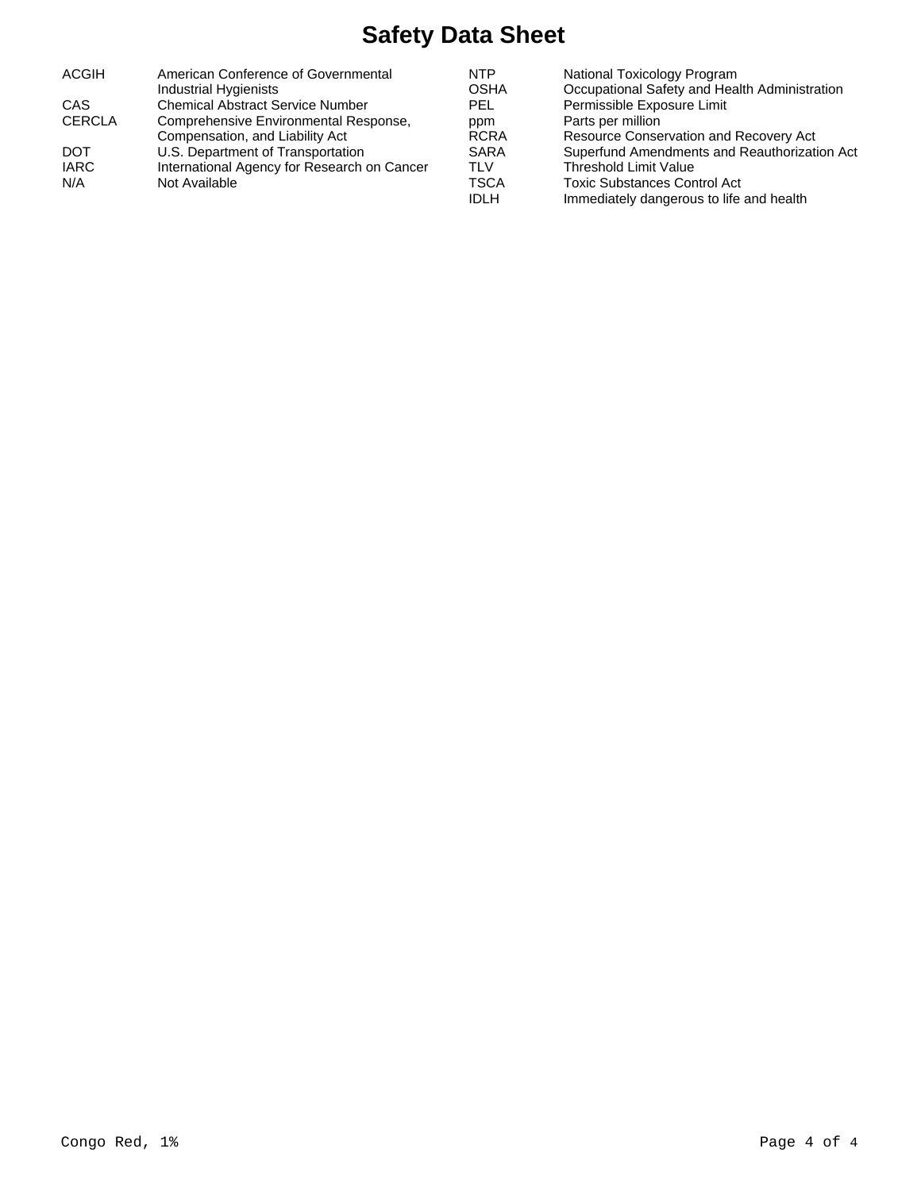# Safety Data Sheet

| | |
|---|---|
| ACGIH | American Conference of Governmental Industrial Hygienists |
| CAS | Chemical Abstract Service Number |
| CERCLA | Comprehensive Environmental Response, Compensation, and Liability Act |
| DOT | U.S. Department of Transportation |
| IARC | International Agency for Research on Cancer |
| N/A | Not Available |
| NTP | National Toxicology Program |
| OSHA | Occupational Safety and Health Administration |
| PEL | Permissible Exposure Limit |
| ppm | Parts per million |
| RCRA | Resource Conservation and Recovery Act |
| SARA | Superfund Amendments and Reauthorization Act |
| TLV | Threshold Limit Value |
| TSCA | Toxic Substances Control Act |
| IDLH | Immediately dangerous to life and health |